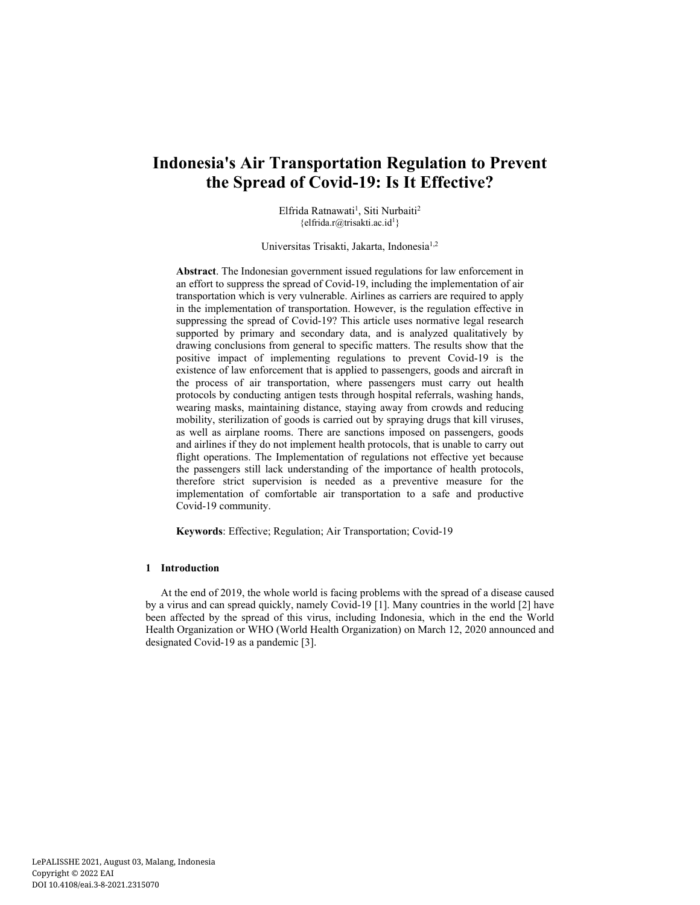# Indonesia's Air Transportation Regulation to Prevent the Spread of Covid-19: Is It Effective?

Elfrida Ratnawati[1], Siti Nurbaiti[2]
{elfrida.r@trisakti.ac.id[1]}

Universitas Trisakti, Jakarta, Indonesia[1,2]

**Abstract**. The Indonesian government issued regulations for law enforcement in an effort to suppress the spread of Covid-19, including the implementation of air transportation which is very vulnerable. Airlines as carriers are required to apply in the implementation of transportation. However, is the regulation effective in suppressing the spread of Covid-19? This article uses normative legal research supported by primary and secondary data, and is analyzed qualitatively by drawing conclusions from general to specific matters. The results show that the positive impact of implementing regulations to prevent Covid-19 is the existence of law enforcement that is applied to passengers, goods and aircraft in the process of air transportation, where passengers must carry out health protocols by conducting antigen tests through hospital referrals, washing hands, wearing masks, maintaining distance, staying away from crowds and reducing mobility, sterilization of goods is carried out by spraying drugs that kill viruses, as well as airplane rooms. There are sanctions imposed on passengers, goods and airlines if they do not implement health protocols, that is unable to carry out flight operations. The Implementation of regulations not effective yet because the passengers still lack understanding of the importance of health protocols, therefore strict supervision is needed as a preventive measure for the implementation of comfortable air transportation to a safe and productive Covid-19 community.

**Keywords**: Effective; Regulation; Air Transportation; Covid-19

## 1 Introduction

At the end of 2019, the whole world is facing problems with the spread of a disease caused by a virus and can spread quickly, namely Covid-19 [1]. Many countries in the world [2] have been affected by the spread of this virus, including Indonesia, which in the end the World Health Organization or WHO (World Health Organization) on March 12, 2020 announced and designated Covid-19 as a pandemic [3].

LePALISSHE 2021, August 03, Malang, Indonesia
Copyright © 2022 EAI
DOI 10.4108/eai.3-8-2021.2315070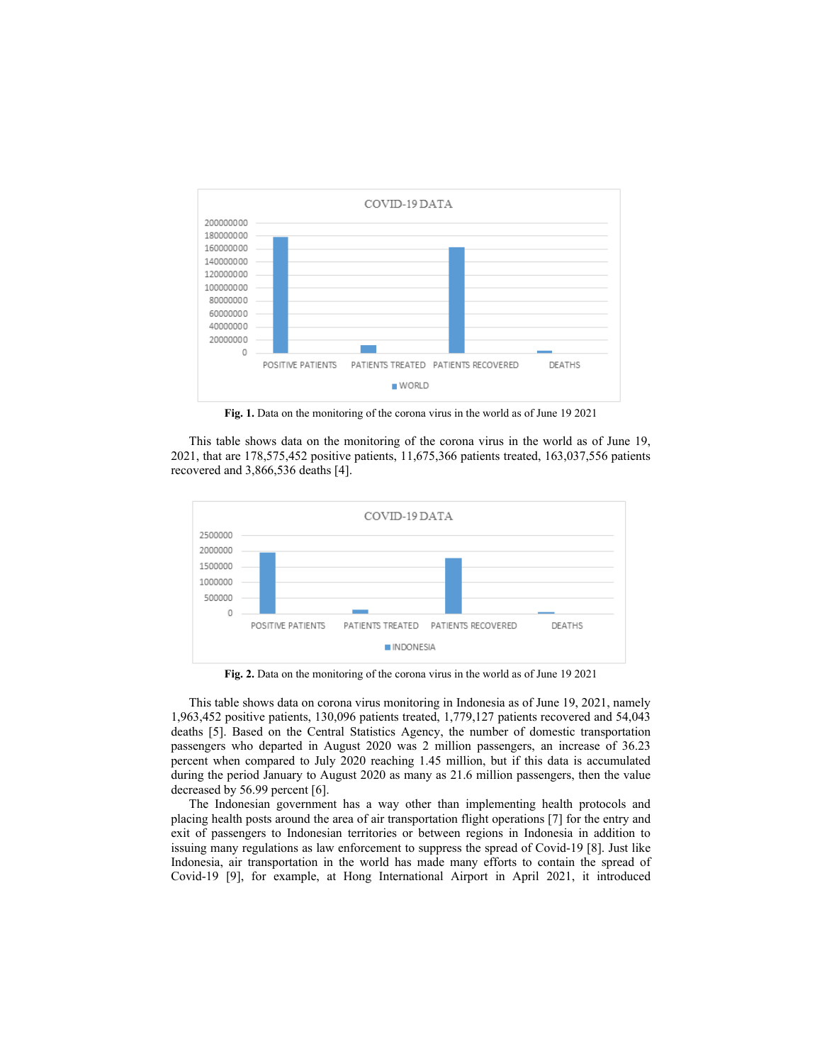**Fig. 1.** Data on the monitoring of the corona virus in the world as of June 19 2021

This table shows data on the monitoring of the corona virus in the world as of June 19, 2021, that are 178,575,452 positive patients, 11,675,366 patients treated, 163,037,556 patients recovered and 3,866,536 deaths [4].

**Fig. 2.** Data on the monitoring of the corona virus in the world as of June 19 2021

This table shows data on corona virus monitoring in Indonesia as of June 19, 2021, namely 1,963,452 positive patients, 130,096 patients treated, 1,779,127 patients recovered and 54,043 deaths [5]. Based on the Central Statistics Agency, the number of domestic transportation passengers who departed in August 2020 was 2 million passengers, an increase of 36.23 percent when compared to July 2020 reaching 1.45 million, but if this data is accumulated during the period January to August 2020 as many as 21.6 million passengers, then the value decreased by 56.99 percent [6].

The Indonesian government has a way other than implementing health protocols and placing health posts around the area of air transportation flight operations [7] for the entry and exit of passengers to Indonesian territories or between regions in Indonesia in addition to issuing many regulations as law enforcement to suppress the spread of Covid-19 [8]. Just like Indonesia, air transportation in the world has made many efforts to contain the spread of Covid-19 [9], for example, at Hong International Airport in April 2021, it introduced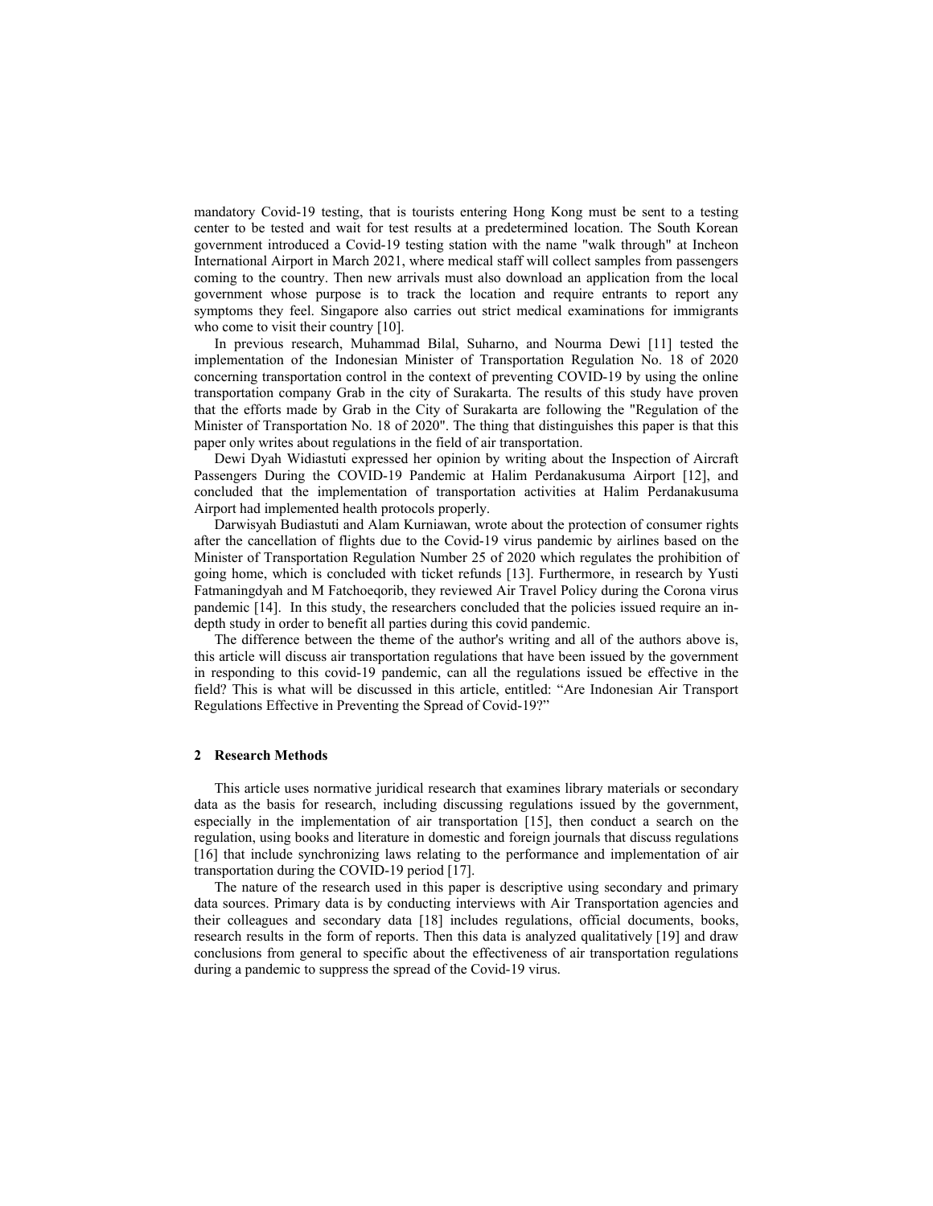mandatory Covid-19 testing, that is tourists entering Hong Kong must be sent to a testing center to be tested and wait for test results at a predetermined location. The South Korean government introduced a Covid-19 testing station with the name "walk through" at Incheon International Airport in March 2021, where medical staff will collect samples from passengers coming to the country. Then new arrivals must also download an application from the local government whose purpose is to track the location and require entrants to report any symptoms they feel. Singapore also carries out strict medical examinations for immigrants who come to visit their country [10].

In previous research, Muhammad Bilal, Suharno, and Nourma Dewi [11] tested the implementation of the Indonesian Minister of Transportation Regulation No. 18 of 2020 concerning transportation control in the context of preventing COVID-19 by using the online transportation company Grab in the city of Surakarta. The results of this study have proven that the efforts made by Grab in the City of Surakarta are following the "Regulation of the Minister of Transportation No. 18 of 2020". The thing that distinguishes this paper is that this paper only writes about regulations in the field of air transportation.

Dewi Dyah Widiastuti expressed her opinion by writing about the Inspection of Aircraft Passengers During the COVID-19 Pandemic at Halim Perdanakusuma Airport [12], and concluded that the implementation of transportation activities at Halim Perdanakusuma Airport had implemented health protocols properly.

Darwisyah Budiastuti and Alam Kurniawan, wrote about the protection of consumer rights after the cancellation of flights due to the Covid-19 virus pandemic by airlines based on the Minister of Transportation Regulation Number 25 of 2020 which regulates the prohibition of going home, which is concluded with ticket refunds [13]. Furthermore, in research by Yusti Fatmaningdyah and M Fatchoeqorib, they reviewed Air Travel Policy during the Corona virus pandemic [14]. In this study, the researchers concluded that the policies issued require an in-depth study in order to benefit all parties during this covid pandemic.

The difference between the theme of the author's writing and all of the authors above is, this article will discuss air transportation regulations that have been issued by the government in responding to this covid-19 pandemic, can all the regulations issued be effective in the field? This is what will be discussed in this article, entitled: "Are Indonesian Air Transport Regulations Effective in Preventing the Spread of Covid-19?"

## 2 Research Methods

This article uses normative juridical research that examines library materials or secondary data as the basis for research, including discussing regulations issued by the government, especially in the implementation of air transportation [15], then conduct a search on the regulation, using books and literature in domestic and foreign journals that discuss regulations [16] that include synchronizing laws relating to the performance and implementation of air transportation during the COVID-19 period [17].

The nature of the research used in this paper is descriptive using secondary and primary data sources. Primary data is by conducting interviews with Air Transportation agencies and their colleagues and secondary data [18] includes regulations, official documents, books, research results in the form of reports. Then this data is analyzed qualitatively [19] and draw conclusions from general to specific about the effectiveness of air transportation regulations during a pandemic to suppress the spread of the Covid-19 virus.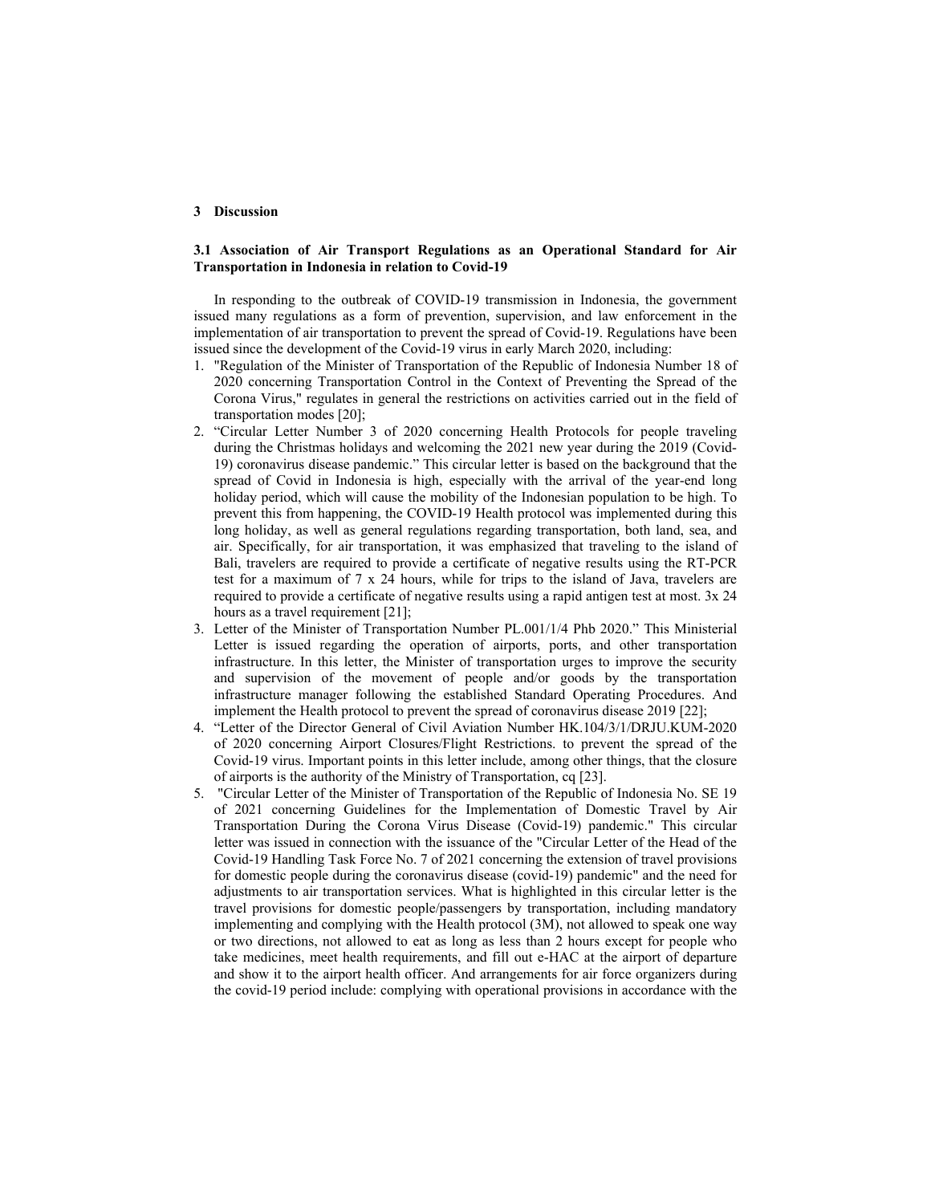## 3 Discussion

### 3.1 Association of Air Transport Regulations as an Operational Standard for Air Transportation in Indonesia in relation to Covid-19

In responding to the outbreak of COVID-19 transmission in Indonesia, the government issued many regulations as a form of prevention, supervision, and law enforcement in the implementation of air transportation to prevent the spread of Covid-19. Regulations have been issued since the development of the Covid-19 virus in early March 2020, including:

1. "Regulation of the Minister of Transportation of the Republic of Indonesia Number 18 of 2020 concerning Transportation Control in the Context of Preventing the Spread of the Corona Virus," regulates in general the restrictions on activities carried out in the field of transportation modes [20];
2. "Circular Letter Number 3 of 2020 concerning Health Protocols for people traveling during the Christmas holidays and welcoming the 2021 new year during the 2019 (Covid-19) coronavirus disease pandemic." This circular letter is based on the background that the spread of Covid in Indonesia is high, especially with the arrival of the year-end long holiday period, which will cause the mobility of the Indonesian population to be high. To prevent this from happening, the COVID-19 Health protocol was implemented during this long holiday, as well as general regulations regarding transportation, both land, sea, and air. Specifically, for air transportation, it was emphasized that traveling to the island of Bali, travelers are required to provide a certificate of negative results using the RT-PCR test for a maximum of 7 x 24 hours, while for trips to the island of Java, travelers are required to provide a certificate of negative results using a rapid antigen test at most. 3x 24 hours as a travel requirement [21];
3. Letter of the Minister of Transportation Number PL.001/1/4 Phb 2020." This Ministerial Letter is issued regarding the operation of airports, ports, and other transportation infrastructure. In this letter, the Minister of transportation urges to improve the security and supervision of the movement of people and/or goods by the transportation infrastructure manager following the established Standard Operating Procedures. And implement the Health protocol to prevent the spread of coronavirus disease 2019 [22];
4. "Letter of the Director General of Civil Aviation Number HK.104/3/1/DRJU.KUM-2020 of 2020 concerning Airport Closures/Flight Restrictions. to prevent the spread of the Covid-19 virus. Important points in this letter include, among other things, that the closure of airports is the authority of the Ministry of Transportation, cq [23].
5. "Circular Letter of the Minister of Transportation of the Republic of Indonesia No. SE 19 of 2021 concerning Guidelines for the Implementation of Domestic Travel by Air Transportation During the Corona Virus Disease (Covid-19) pandemic." This circular letter was issued in connection with the issuance of the "Circular Letter of the Head of the Covid-19 Handling Task Force No. 7 of 2021 concerning the extension of travel provisions for domestic people during the coronavirus disease (covid-19) pandemic" and the need for adjustments to air transportation services. What is highlighted in this circular letter is the travel provisions for domestic people/passengers by transportation, including mandatory implementing and complying with the Health protocol (3M), not allowed to speak one way or two directions, not allowed to eat as long as less than 2 hours except for people who take medicines, meet health requirements, and fill out e-HAC at the airport of departure and show it to the airport health officer. And arrangements for air force organizers during the covid-19 period include: complying with operational provisions in accordance with the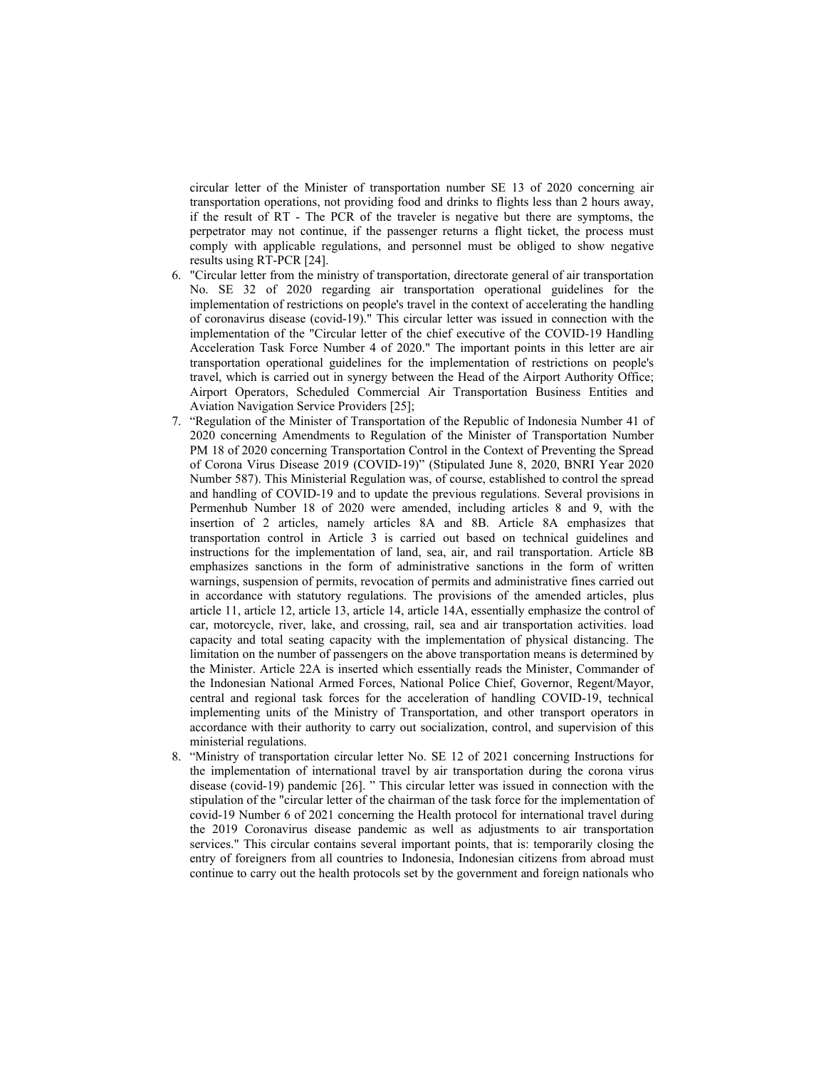circular letter of the Minister of transportation number SE 13 of 2020 concerning air transportation operations, not providing food and drinks to flights less than 2 hours away, if the result of RT - The PCR of the traveler is negative but there are symptoms, the perpetrator may not continue, if the passenger returns a flight ticket, the process must comply with applicable regulations, and personnel must be obliged to show negative results using RT-PCR [24].

6. "Circular letter from the ministry of transportation, directorate general of air transportation No. SE 32 of 2020 regarding air transportation operational guidelines for the implementation of restrictions on people's travel in the context of accelerating the handling of coronavirus disease (covid-19)." This circular letter was issued in connection with the implementation of the "Circular letter of the chief executive of the COVID-19 Handling Acceleration Task Force Number 4 of 2020." The important points in this letter are air transportation operational guidelines for the implementation of restrictions on people's travel, which is carried out in synergy between the Head of the Airport Authority Office; Airport Operators, Scheduled Commercial Air Transportation Business Entities and Aviation Navigation Service Providers [25];
7. "Regulation of the Minister of Transportation of the Republic of Indonesia Number 41 of 2020 concerning Amendments to Regulation of the Minister of Transportation Number PM 18 of 2020 concerning Transportation Control in the Context of Preventing the Spread of Corona Virus Disease 2019 (COVID-19)" (Stipulated June 8, 2020, BNRI Year 2020 Number 587). This Ministerial Regulation was, of course, established to control the spread and handling of COVID-19 and to update the previous regulations. Several provisions in Permenhub Number 18 of 2020 were amended, including articles 8 and 9, with the insertion of 2 articles, namely articles 8A and 8B. Article 8A emphasizes that transportation control in Article 3 is carried out based on technical guidelines and instructions for the implementation of land, sea, air, and rail transportation. Article 8B emphasizes sanctions in the form of administrative sanctions in the form of written warnings, suspension of permits, revocation of permits and administrative fines carried out in accordance with statutory regulations. The provisions of the amended articles, plus article 11, article 12, article 13, article 14, article 14A, essentially emphasize the control of car, motorcycle, river, lake, and crossing, rail, sea and air transportation activities. load capacity and total seating capacity with the implementation of physical distancing. The limitation on the number of passengers on the above transportation means is determined by the Minister. Article 22A is inserted which essentially reads the Minister, Commander of the Indonesian National Armed Forces, National Police Chief, Governor, Regent/Mayor, central and regional task forces for the acceleration of handling COVID-19, technical implementing units of the Ministry of Transportation, and other transport operators in accordance with their authority to carry out socialization, control, and supervision of this ministerial regulations.
8. "Ministry of transportation circular letter No. SE 12 of 2021 concerning Instructions for the implementation of international travel by air transportation during the corona virus disease (covid-19) pandemic [26]. " This circular letter was issued in connection with the stipulation of the "circular letter of the chairman of the task force for the implementation of covid-19 Number 6 of 2021 concerning the Health protocol for international travel during the 2019 Coronavirus disease pandemic as well as adjustments to air transportation services." This circular contains several important points, that is: temporarily closing the entry of foreigners from all countries to Indonesia, Indonesian citizens from abroad must continue to carry out the health protocols set by the government and foreign nationals who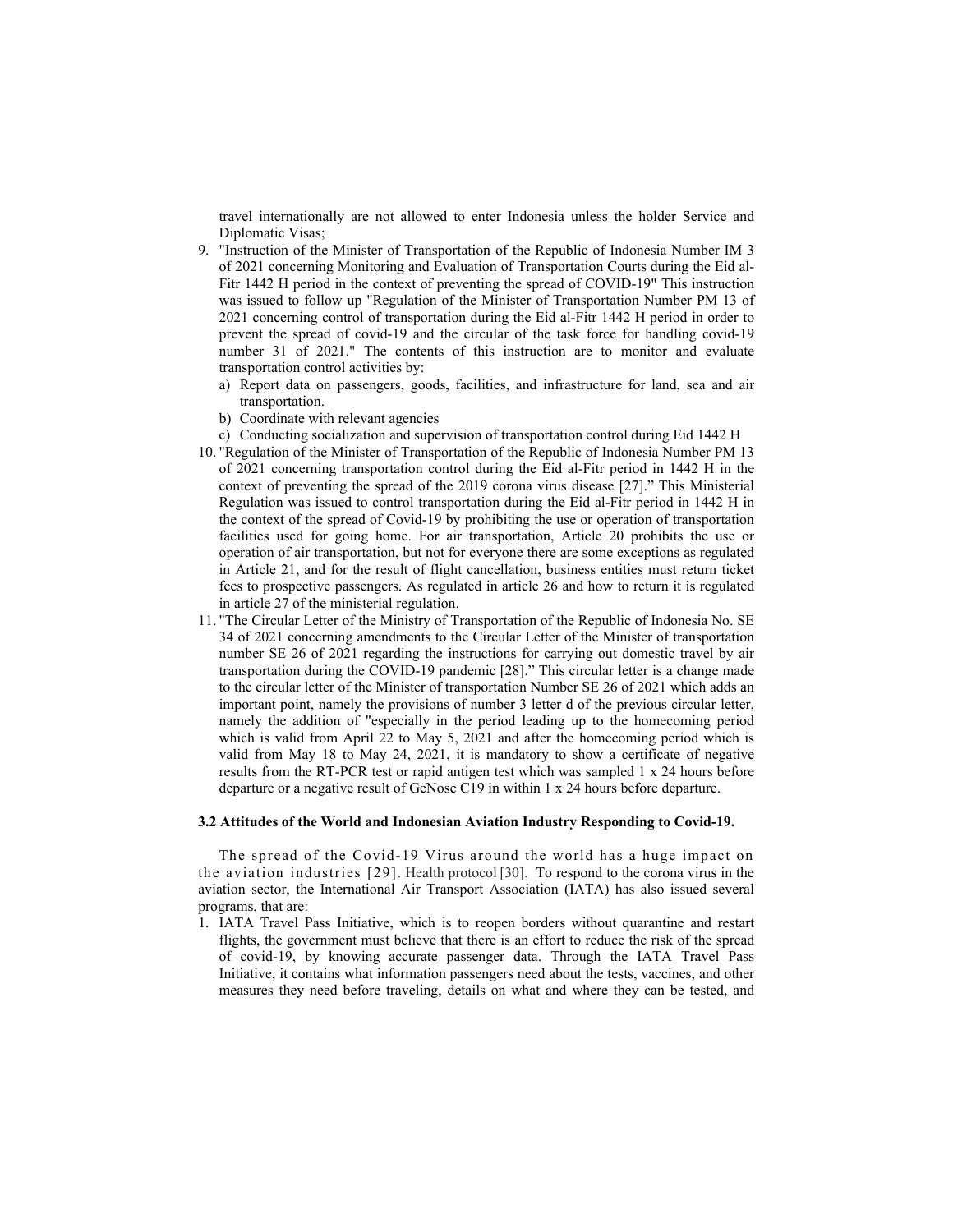travel internationally are not allowed to enter Indonesia unless the holder Service and Diplomatic Visas;

9. "Instruction of the Minister of Transportation of the Republic of Indonesia Number IM 3 of 2021 concerning Monitoring and Evaluation of Transportation Courts during the Eid al-Fitr 1442 H period in the context of preventing the spread of COVID-19" This instruction was issued to follow up "Regulation of the Minister of Transportation Number PM 13 of 2021 concerning control of transportation during the Eid al-Fitr 1442 H period in order to prevent the spread of covid-19 and the circular of the task force for handling covid-19 number 31 of 2021." The contents of this instruction are to monitor and evaluate transportation control activities by:
   a) Report data on passengers, goods, facilities, and infrastructure for land, sea and air transportation.
   b) Coordinate with relevant agencies
   c) Conducting socialization and supervision of transportation control during Eid 1442 H
10. "Regulation of the Minister of Transportation of the Republic of Indonesia Number PM 13 of 2021 concerning transportation control during the Eid al-Fitr period in 1442 H in the context of preventing the spread of the 2019 corona virus disease [27]." This Ministerial Regulation was issued to control transportation during the Eid al-Fitr period in 1442 H in the context of the spread of Covid-19 by prohibiting the use or operation of transportation facilities used for going home. For air transportation, Article 20 prohibits the use or operation of air transportation, but not for everyone there are some exceptions as regulated in Article 21, and for the result of flight cancellation, business entities must return ticket fees to prospective passengers. As regulated in article 26 and how to return it is regulated in article 27 of the ministerial regulation.
11. "The Circular Letter of the Ministry of Transportation of the Republic of Indonesia No. SE 34 of 2021 concerning amendments to the Circular Letter of the Minister of transportation number SE 26 of 2021 regarding the instructions for carrying out domestic travel by air transportation during the COVID-19 pandemic [28]." This circular letter is a change made to the circular letter of the Minister of transportation Number SE 26 of 2021 which adds an important point, namely the provisions of number 3 letter d of the previous circular letter, namely the addition of "especially in the period leading up to the homecoming period which is valid from April 22 to May 5, 2021 and after the homecoming period which is valid from May 18 to May 24, 2021, it is mandatory to show a certificate of negative results from the RT-PCR test or rapid antigen test which was sampled 1 x 24 hours before departure or a negative result of GeNose C19 in within 1 x 24 hours before departure.

### 3.2 Attitudes of the World and Indonesian Aviation Industry Responding to Covid-19.

The spread of the Covid-19 Virus around the world has a huge impact on the aviation industries [29]. Health protocol [30]. To respond to the corona virus in the aviation sector, the International Air Transport Association (IATA) has also issued several programs, that are:

1. IATA Travel Pass Initiative, which is to reopen borders without quarantine and restart flights, the government must believe that there is an effort to reduce the risk of the spread of covid-19, by knowing accurate passenger data. Through the IATA Travel Pass Initiative, it contains what information passengers need about the tests, vaccines, and other measures they need before traveling, details on what and where they can be tested, and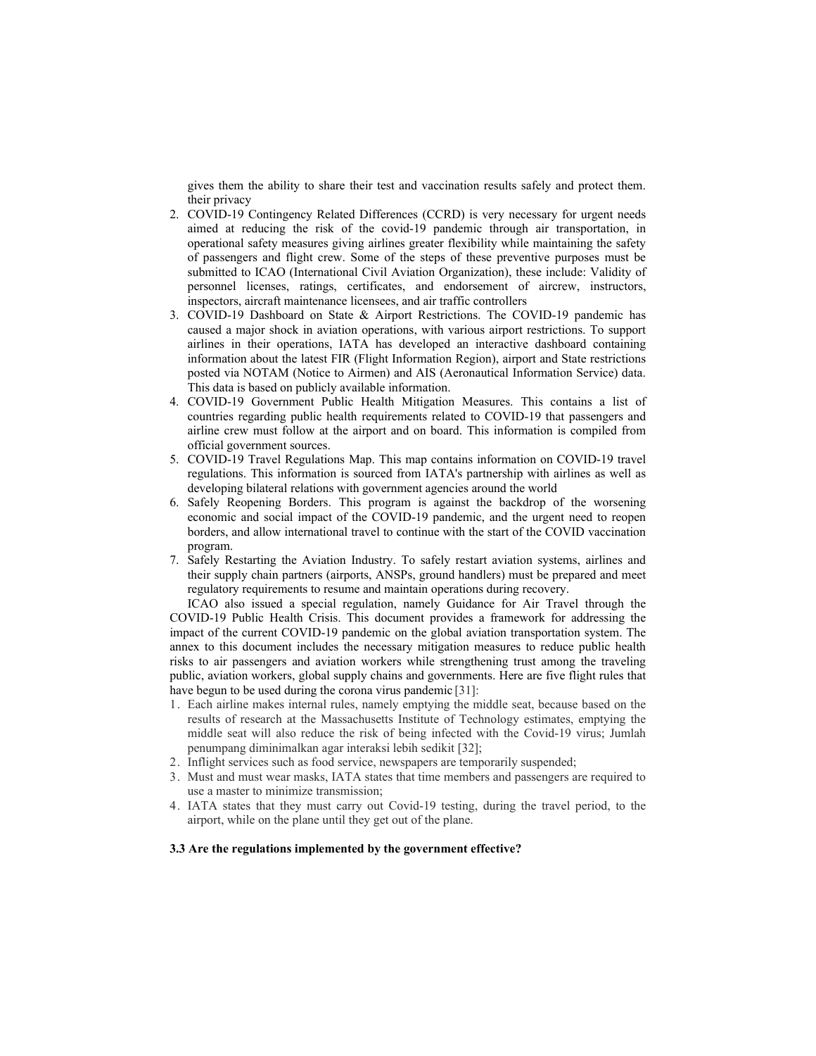gives them the ability to share their test and vaccination results safely and protect them. their privacy

2. COVID-19 Contingency Related Differences (CCRD) is very necessary for urgent needs aimed at reducing the risk of the covid-19 pandemic through air transportation, in operational safety measures giving airlines greater flexibility while maintaining the safety of passengers and flight crew. Some of the steps of these preventive purposes must be submitted to ICAO (International Civil Aviation Organization), these include: Validity of personnel licenses, ratings, certificates, and endorsement of aircrew, instructors, inspectors, aircraft maintenance licensees, and air traffic controllers
3. COVID-19 Dashboard on State & Airport Restrictions. The COVID-19 pandemic has caused a major shock in aviation operations, with various airport restrictions. To support airlines in their operations, IATA has developed an interactive dashboard containing information about the latest FIR (Flight Information Region), airport and State restrictions posted via NOTAM (Notice to Airmen) and AIS (Aeronautical Information Service) data. This data is based on publicly available information.
4. COVID-19 Government Public Health Mitigation Measures. This contains a list of countries regarding public health requirements related to COVID-19 that passengers and airline crew must follow at the airport and on board. This information is compiled from official government sources.
5. COVID-19 Travel Regulations Map. This map contains information on COVID-19 travel regulations. This information is sourced from IATA's partnership with airlines as well as developing bilateral relations with government agencies around the world
6. Safely Reopening Borders. This program is against the backdrop of the worsening economic and social impact of the COVID-19 pandemic, and the urgent need to reopen borders, and allow international travel to continue with the start of the COVID vaccination program.
7. Safely Restarting the Aviation Industry. To safely restart aviation systems, airlines and their supply chain partners (airports, ANSPs, ground handlers) must be prepared and meet regulatory requirements to resume and maintain operations during recovery.

ICAO also issued a special regulation, namely Guidance for Air Travel through the COVID-19 Public Health Crisis. This document provides a framework for addressing the impact of the current COVID-19 pandemic on the global aviation transportation system. The annex to this document includes the necessary mitigation measures to reduce public health risks to air passengers and aviation workers while strengthening trust among the traveling public, aviation workers, global supply chains and governments. Here are five flight rules that have begun to be used during the corona virus pandemic [31]:

1. Each airline makes internal rules, namely emptying the middle seat, because based on the results of research at the Massachusetts Institute of Technology estimates, emptying the middle seat will also reduce the risk of being infected with the Covid-19 virus; Jumlah penumpang diminimalkan agar interaksi lebih sedikit [32];
2. Inflight services such as food service, newspapers are temporarily suspended;
3. Must and must wear masks, IATA states that time members and passengers are required to use a master to minimize transmission;
4. IATA states that they must carry out Covid-19 testing, during the travel period, to the airport, while on the plane until they get out of the plane.

### 3.3 Are the regulations implemented by the government effective?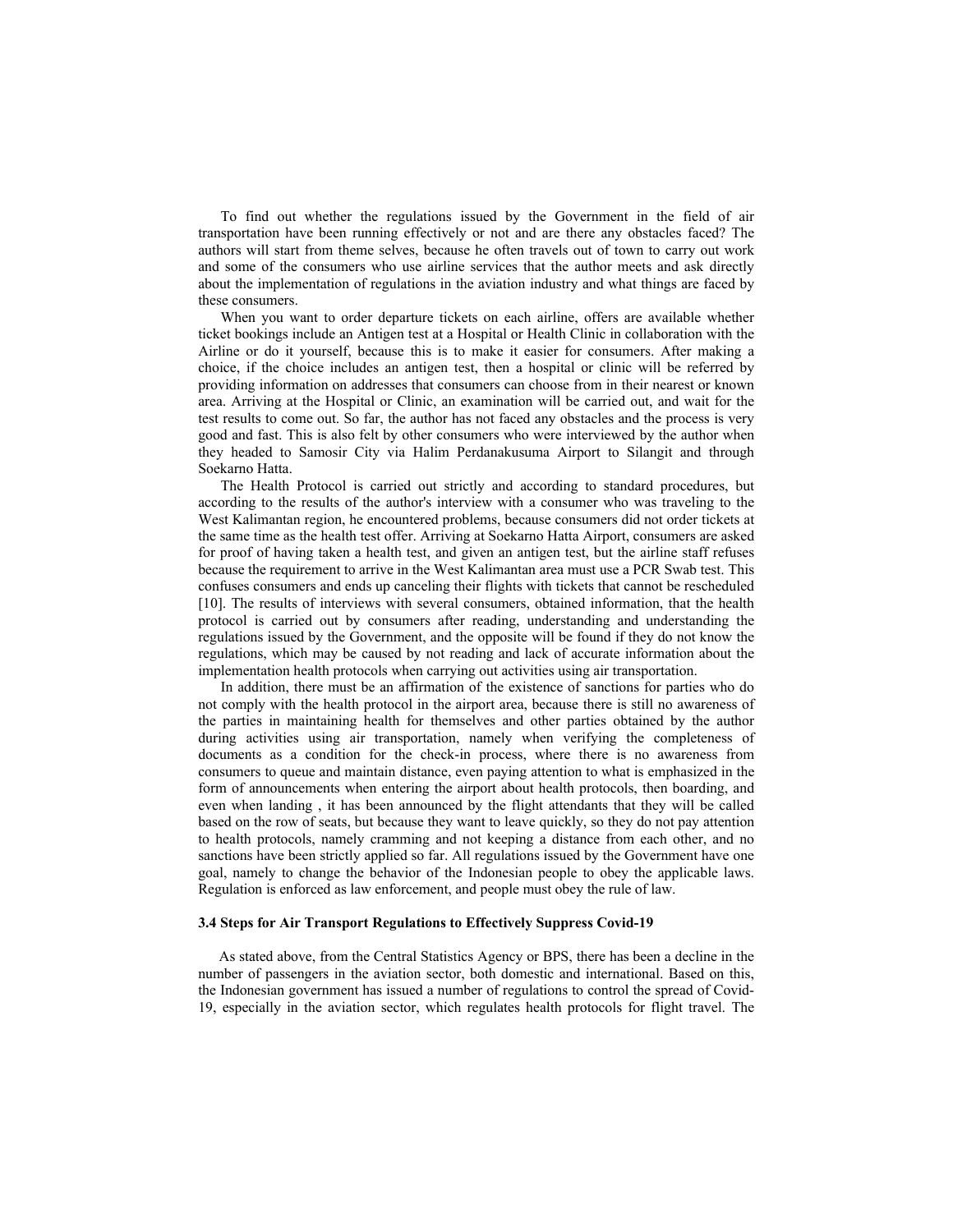To find out whether the regulations issued by the Government in the field of air transportation have been running effectively or not and are there any obstacles faced? The authors will start from theme selves, because he often travels out of town to carry out work and some of the consumers who use airline services that the author meets and ask directly about the implementation of regulations in the aviation industry and what things are faced by these consumers.

When you want to order departure tickets on each airline, offers are available whether ticket bookings include an Antigen test at a Hospital or Health Clinic in collaboration with the Airline or do it yourself, because this is to make it easier for consumers. After making a choice, if the choice includes an antigen test, then a hospital or clinic will be referred by providing information on addresses that consumers can choose from in their nearest or known area. Arriving at the Hospital or Clinic, an examination will be carried out, and wait for the test results to come out. So far, the author has not faced any obstacles and the process is very good and fast. This is also felt by other consumers who were interviewed by the author when they headed to Samosir City via Halim Perdanakusuma Airport to Silangit and through Soekarno Hatta.

The Health Protocol is carried out strictly and according to standard procedures, but according to the results of the author's interview with a consumer who was traveling to the West Kalimantan region, he encountered problems, because consumers did not order tickets at the same time as the health test offer. Arriving at Soekarno Hatta Airport, consumers are asked for proof of having taken a health test, and given an antigen test, but the airline staff refuses because the requirement to arrive in the West Kalimantan area must use a PCR Swab test. This confuses consumers and ends up canceling their flights with tickets that cannot be rescheduled [10]. The results of interviews with several consumers, obtained information, that the health protocol is carried out by consumers after reading, understanding and understanding the regulations issued by the Government, and the opposite will be found if they do not know the regulations, which may be caused by not reading and lack of accurate information about the implementation health protocols when carrying out activities using air transportation.

In addition, there must be an affirmation of the existence of sanctions for parties who do not comply with the health protocol in the airport area, because there is still no awareness of the parties in maintaining health for themselves and other parties obtained by the author during activities using air transportation, namely when verifying the completeness of documents as a condition for the check-in process, where there is no awareness from consumers to queue and maintain distance, even paying attention to what is emphasized in the form of announcements when entering the airport about health protocols, then boarding, and even when landing , it has been announced by the flight attendants that they will be called based on the row of seats, but because they want to leave quickly, so they do not pay attention to health protocols, namely cramming and not keeping a distance from each other, and no sanctions have been strictly applied so far. All regulations issued by the Government have one goal, namely to change the behavior of the Indonesian people to obey the applicable laws. Regulation is enforced as law enforcement, and people must obey the rule of law.

### 3.4 Steps for Air Transport Regulations to Effectively Suppress Covid-19

As stated above, from the Central Statistics Agency or BPS, there has been a decline in the number of passengers in the aviation sector, both domestic and international. Based on this, the Indonesian government has issued a number of regulations to control the spread of Covid-19, especially in the aviation sector, which regulates health protocols for flight travel. The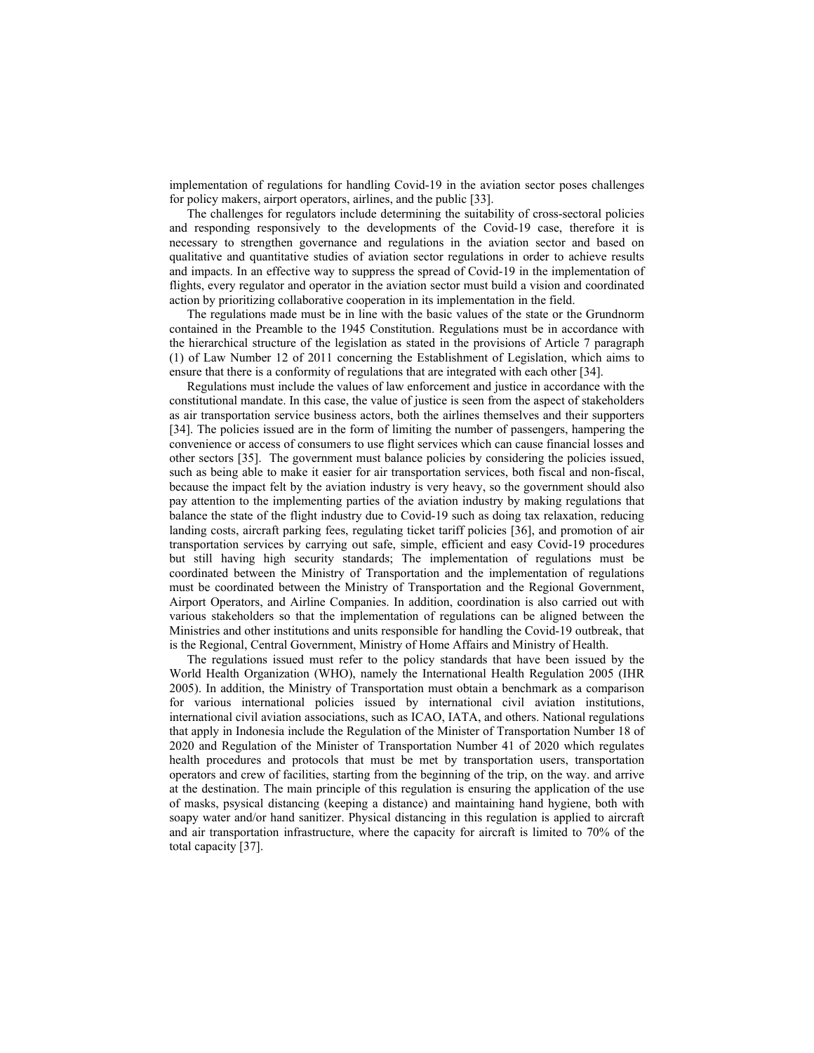implementation of regulations for handling Covid-19 in the aviation sector poses challenges for policy makers, airport operators, airlines, and the public [33].

The challenges for regulators include determining the suitability of cross-sectoral policies and responding responsively to the developments of the Covid-19 case, therefore it is necessary to strengthen governance and regulations in the aviation sector and based on qualitative and quantitative studies of aviation sector regulations in order to achieve results and impacts. In an effective way to suppress the spread of Covid-19 in the implementation of flights, every regulator and operator in the aviation sector must build a vision and coordinated action by prioritizing collaborative cooperation in its implementation in the field.

The regulations made must be in line with the basic values of the state or the Grundnorm contained in the Preamble to the 1945 Constitution. Regulations must be in accordance with the hierarchical structure of the legislation as stated in the provisions of Article 7 paragraph (1) of Law Number 12 of 2011 concerning the Establishment of Legislation, which aims to ensure that there is a conformity of regulations that are integrated with each other [34].

Regulations must include the values of law enforcement and justice in accordance with the constitutional mandate. In this case, the value of justice is seen from the aspect of stakeholders as air transportation service business actors, both the airlines themselves and their supporters [34]. The policies issued are in the form of limiting the number of passengers, hampering the convenience or access of consumers to use flight services which can cause financial losses and other sectors [35]. The government must balance policies by considering the policies issued, such as being able to make it easier for air transportation services, both fiscal and non-fiscal, because the impact felt by the aviation industry is very heavy, so the government should also pay attention to the implementing parties of the aviation industry by making regulations that balance the state of the flight industry due to Covid-19 such as doing tax relaxation, reducing landing costs, aircraft parking fees, regulating ticket tariff policies [36], and promotion of air transportation services by carrying out safe, simple, efficient and easy Covid-19 procedures but still having high security standards; The implementation of regulations must be coordinated between the Ministry of Transportation and the implementation of regulations must be coordinated between the Ministry of Transportation and the Regional Government, Airport Operators, and Airline Companies. In addition, coordination is also carried out with various stakeholders so that the implementation of regulations can be aligned between the Ministries and other institutions and units responsible for handling the Covid-19 outbreak, that is the Regional, Central Government, Ministry of Home Affairs and Ministry of Health.

The regulations issued must refer to the policy standards that have been issued by the World Health Organization (WHO), namely the International Health Regulation 2005 (IHR 2005). In addition, the Ministry of Transportation must obtain a benchmark as a comparison for various international policies issued by international civil aviation institutions, international civil aviation associations, such as ICAO, IATA, and others. National regulations that apply in Indonesia include the Regulation of the Minister of Transportation Number 18 of 2020 and Regulation of the Minister of Transportation Number 41 of 2020 which regulates health procedures and protocols that must be met by transportation users, transportation operators and crew of facilities, starting from the beginning of the trip, on the way. and arrive at the destination. The main principle of this regulation is ensuring the application of the use of masks, psysical distancing (keeping a distance) and maintaining hand hygiene, both with soapy water and/or hand sanitizer. Physical distancing in this regulation is applied to aircraft and air transportation infrastructure, where the capacity for aircraft is limited to 70% of the total capacity [37].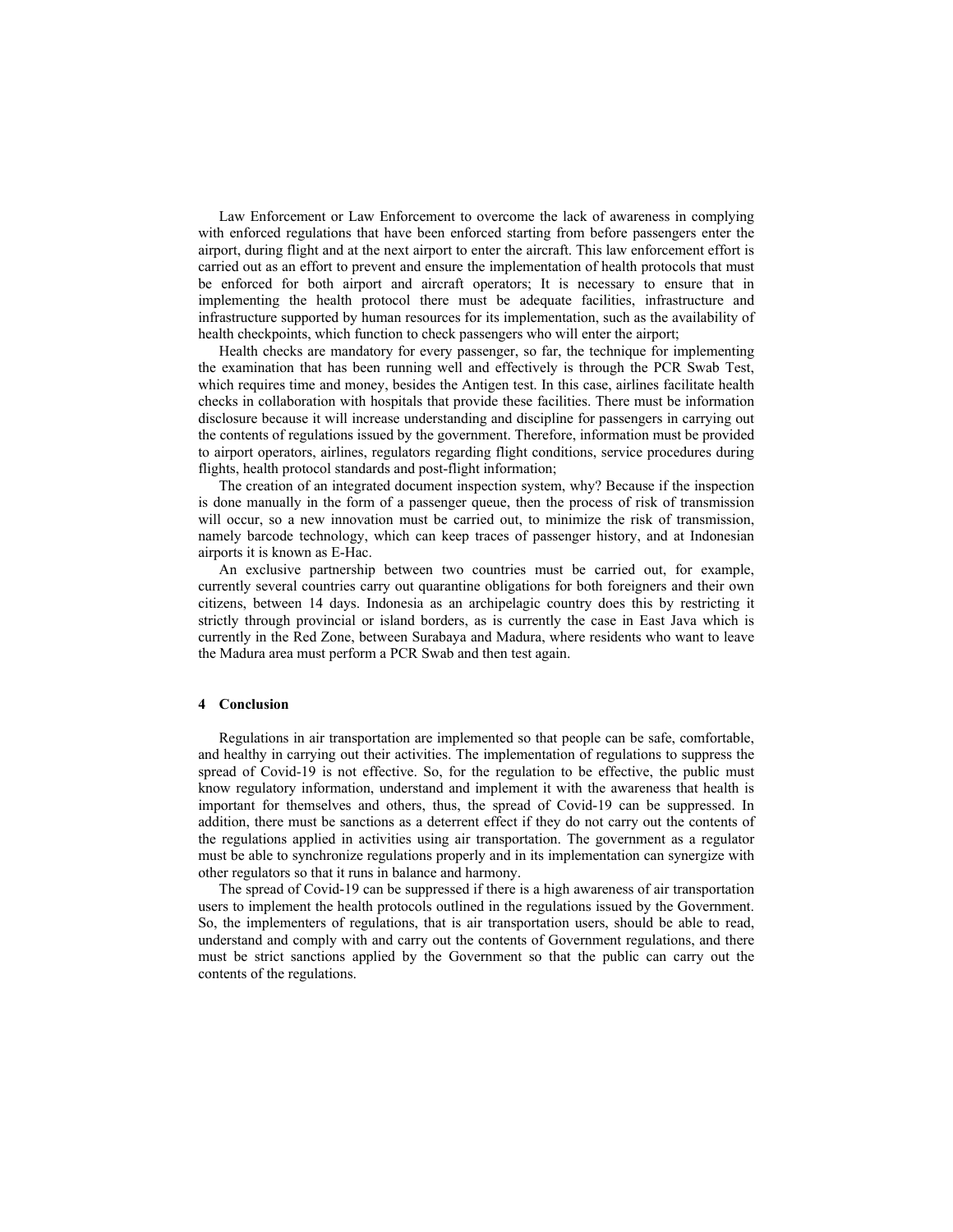Law Enforcement or Law Enforcement to overcome the lack of awareness in complying with enforced regulations that have been enforced starting from before passengers enter the airport, during flight and at the next airport to enter the aircraft. This law enforcement effort is carried out as an effort to prevent and ensure the implementation of health protocols that must be enforced for both airport and aircraft operators; It is necessary to ensure that in implementing the health protocol there must be adequate facilities, infrastructure and infrastructure supported by human resources for its implementation, such as the availability of health checkpoints, which function to check passengers who will enter the airport;

Health checks are mandatory for every passenger, so far, the technique for implementing the examination that has been running well and effectively is through the PCR Swab Test, which requires time and money, besides the Antigen test. In this case, airlines facilitate health checks in collaboration with hospitals that provide these facilities. There must be information disclosure because it will increase understanding and discipline for passengers in carrying out the contents of regulations issued by the government. Therefore, information must be provided to airport operators, airlines, regulators regarding flight conditions, service procedures during flights, health protocol standards and post-flight information;

The creation of an integrated document inspection system, why? Because if the inspection is done manually in the form of a passenger queue, then the process of risk of transmission will occur, so a new innovation must be carried out, to minimize the risk of transmission, namely barcode technology, which can keep traces of passenger history, and at Indonesian airports it is known as E-Hac.

An exclusive partnership between two countries must be carried out, for example, currently several countries carry out quarantine obligations for both foreigners and their own citizens, between 14 days. Indonesia as an archipelagic country does this by restricting it strictly through provincial or island borders, as is currently the case in East Java which is currently in the Red Zone, between Surabaya and Madura, where residents who want to leave the Madura area must perform a PCR Swab and then test again.

## 4 Conclusion

Regulations in air transportation are implemented so that people can be safe, comfortable, and healthy in carrying out their activities. The implementation of regulations to suppress the spread of Covid-19 is not effective. So, for the regulation to be effective, the public must know regulatory information, understand and implement it with the awareness that health is important for themselves and others, thus, the spread of Covid-19 can be suppressed. In addition, there must be sanctions as a deterrent effect if they do not carry out the contents of the regulations applied in activities using air transportation. The government as a regulator must be able to synchronize regulations properly and in its implementation can synergize with other regulators so that it runs in balance and harmony.

The spread of Covid-19 can be suppressed if there is a high awareness of air transportation users to implement the health protocols outlined in the regulations issued by the Government. So, the implementers of regulations, that is air transportation users, should be able to read, understand and comply with and carry out the contents of Government regulations, and there must be strict sanctions applied by the Government so that the public can carry out the contents of the regulations.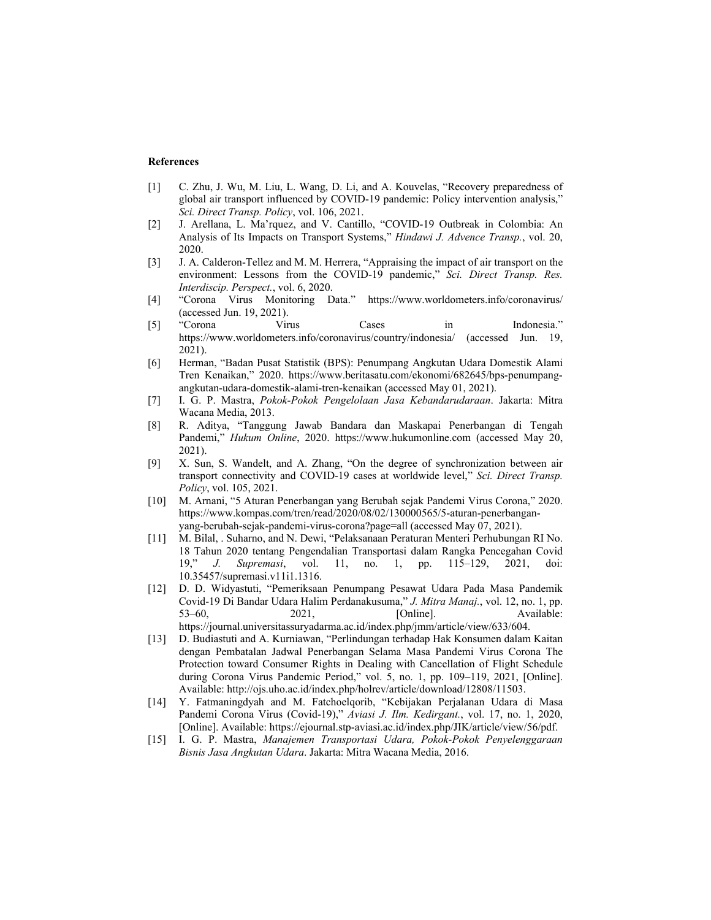**References**

[1] C. Zhu, J. Wu, M. Liu, L. Wang, D. Li, and A. Kouvelas, "Recovery preparedness of global air transport influenced by COVID-19 pandemic: Policy intervention analysis," *Sci. Direct Transp. Policy*, vol. 106, 2021.

[2] J. Arellana, L. Ma'rquez, and V. Cantillo, "COVID-19 Outbreak in Colombia: An Analysis of Its Impacts on Transport Systems," *Hindawi J. Advence Transp.*, vol. 20, 2020.

[3] J. A. Calderon-Tellez and M. M. Herrera, "Appraising the impact of air transport on the environment: Lessons from the COVID-19 pandemic," *Sci. Direct Transp. Res. Interdiscip. Perspect.*, vol. 6, 2020.

[4] "Corona Virus Monitoring Data." https://www.worldometers.info/coronavirus/ (accessed Jun. 19, 2021).

[5] "Corona Virus Cases in Indonesia." https://www.worldometers.info/coronavirus/country/indonesia/ (accessed Jun. 19, 2021).

[6] Herman, "Badan Pusat Statistik (BPS): Penumpang Angkutan Udara Domestik Alami Tren Kenaikan," 2020. https://www.beritasatu.com/ekonomi/682645/bps-penumpang-angkutan-udara-domestik-alami-tren-kenaikan (accessed May 01, 2021).

[7] I. G. P. Mastra, *Pokok-Pokok Pengelolaan Jasa Kebandarudaraan*. Jakarta: Mitra Wacana Media, 2013.

[8] R. Aditya, "Tanggung Jawab Bandara dan Maskapai Penerbangan di Tengah Pandemi," *Hukum Online*, 2020. https://www.hukumonline.com (accessed May 20, 2021).

[9] X. Sun, S. Wandelt, and A. Zhang, "On the degree of synchronization between air transport connectivity and COVID-19 cases at worldwide level," *Sci. Direct Transp. Policy*, vol. 105, 2021.

[10] M. Arnani, "5 Aturan Penerbangan yang Berubah sejak Pandemi Virus Corona," 2020. https://www.kompas.com/tren/read/2020/08/02/130000565/5-aturan-penerbangan-yang-berubah-sejak-pandemi-virus-corona?page=all (accessed May 07, 2021).

[11] M. Bilal, . Suharno, and N. Dewi, "Pelaksanaan Peraturan Menteri Perhubungan RI No. 18 Tahun 2020 tentang Pengendalian Transportasi dalam Rangka Pencegahan Covid 19," *J. Supremasi*, vol. 11, no. 1, pp. 115–129, 2021, doi: 10.35457/supremasi.v11i1.1316.

[12] D. D. Widyastuti, "Pemeriksaan Penumpang Pesawat Udara Pada Masa Pandemik Covid-19 Di Bandar Udara Halim Perdanakusuma," *J. Mitra Manaj.*, vol. 12, no. 1, pp. 53–60, 2021, [Online]. Available: https://journal.universitassuryadarma.ac.id/index.php/jmm/article/view/633/604.

[13] D. Budiastuti and A. Kurniawan, "Perlindungan terhadap Hak Konsumen dalam Kaitan dengan Pembatalan Jadwal Penerbangan Selama Masa Pandemi Virus Corona The Protection toward Consumer Rights in Dealing with Cancellation of Flight Schedule during Corona Virus Pandemic Period," vol. 5, no. 1, pp. 109–119, 2021, [Online]. Available: http://ojs.uho.ac.id/index.php/holrev/article/download/12808/11503.

[14] Y. Fatmaningdyah and M. Fatchoelqorib, "Kebijakan Perjalanan Udara di Masa Pandemi Corona Virus (Covid-19)," *Aviasi J. Ilm. Kedirgant.*, vol. 17, no. 1, 2020, [Online]. Available: https://ejournal.stp-aviasi.ac.id/index.php/JIK/article/view/56/pdf.

[15] I. G. P. Mastra, *Manajemen Transportasi Udara, Pokok-Pokok Penyelenggaraan Bisnis Jasa Angkutan Udara*. Jakarta: Mitra Wacana Media, 2016.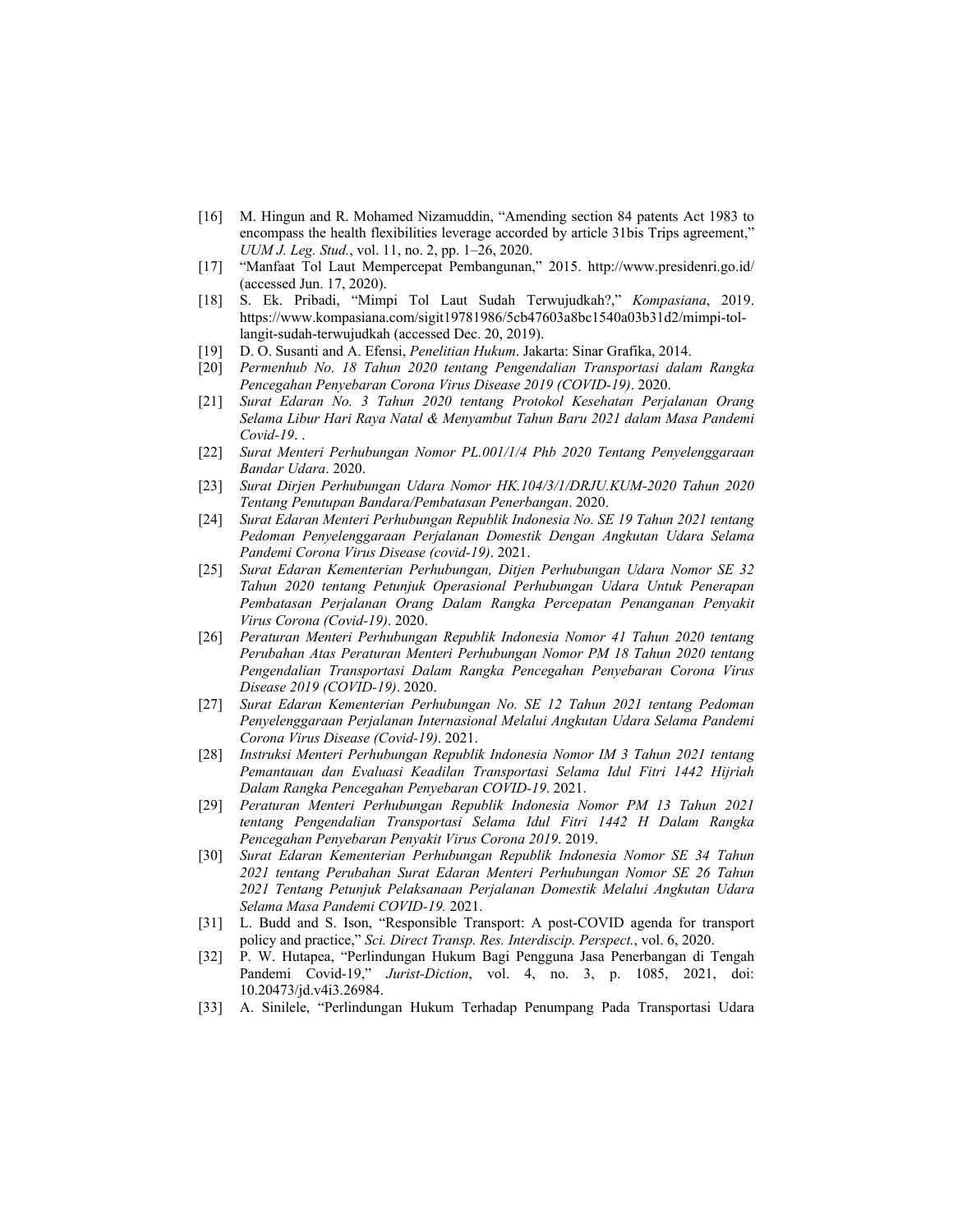[16] M. Hingun and R. Mohamed Nizamuddin, "Amending section 84 patents Act 1983 to encompass the health flexibilities leverage accorded by article 31bis Trips agreement," *UUM J. Leg. Stud.*, vol. 11, no. 2, pp. 1–26, 2020.

[17] "Manfaat Tol Laut Mempercepat Pembangunan," 2015. http://www.presidenri.go.id/ (accessed Jun. 17, 2020).

[18] S. Ek. Pribadi, "Mimpi Tol Laut Sudah Terwujudkah?," *Kompasiana*, 2019. https://www.kompasiana.com/sigit19781986/5cb47603a8bc1540a03b31d2/mimpi-tol-langit-sudah-terwujudkah (accessed Dec. 20, 2019).

[19] D. O. Susanti and A. Efensi, *Penelitian Hukum*. Jakarta: Sinar Grafika, 2014.

[20] *Permenhub No. 18 Tahun 2020 tentang Pengendalian Transportasi dalam Rangka Pencegahan Penyebaran Corona Virus Disease 2019 (COVID-19)*. 2020.

[21] *Surat Edaran No. 3 Tahun 2020 tentang Protokol Kesehatan Perjalanan Orang Selama Libur Hari Raya Natal & Menyambut Tahun Baru 2021 dalam Masa Pandemi Covid-19*. .

[22] *Surat Menteri Perhubungan Nomor PL.001/1/4 Phb 2020 Tentang Penyelenggaraan Bandar Udara*. 2020.

[23] *Surat Dirjen Perhubungan Udara Nomor HK.104/3/1/DRJU.KUM-2020 Tahun 2020 Tentang Penutupan Bandara/Pembatasan Penerbangan*. 2020.

[24] *Surat Edaran Menteri Perhubungan Republik Indonesia No. SE 19 Tahun 2021 tentang Pedoman Penyelenggaraan Perjalanan Domestik Dengan Angkutan Udara Selama Pandemi Corona Virus Disease (covid-19)*. 2021.

[25] *Surat Edaran Kementerian Perhubungan, Ditjen Perhubungan Udara Nomor SE 32 Tahun 2020 tentang Petunjuk Operasional Perhubungan Udara Untuk Penerapan Pembatasan Perjalanan Orang Dalam Rangka Percepatan Penanganan Penyakit Virus Corona (Covid-19)*. 2020.

[26] *Peraturan Menteri Perhubungan Republik Indonesia Nomor 41 Tahun 2020 tentang Perubahan Atas Peraturan Menteri Perhubungan Nomor PM 18 Tahun 2020 tentang Pengendalian Transportasi Dalam Rangka Pencegahan Penyebaran Corona Virus Disease 2019 (COVID-19)*. 2020.

[27] *Surat Edaran Kementerian Perhubungan No. SE 12 Tahun 2021 tentang Pedoman Penyelenggaraan Perjalanan Internasional Melalui Angkutan Udara Selama Pandemi Corona Virus Disease (Covid-19)*. 2021.

[28] *Instruksi Menteri Perhubungan Republik Indonesia Nomor IM 3 Tahun 2021 tentang Pemantauan dan Evaluasi Keadilan Transportasi Selama Idul Fitri 1442 Hijriah Dalam Rangka Pencegahan Penyebaran COVID-19*. 2021.

[29] *Peraturan Menteri Perhubungan Republik Indonesia Nomor PM 13 Tahun 2021 tentang Pengendalian Transportasi Selama Idul Fitri 1442 H Dalam Rangka Pencegahan Penyebaran Penyakit Virus Corona 2019*. 2019.

[30] *Surat Edaran Kementerian Perhubungan Republik Indonesia Nomor SE 34 Tahun 2021 tentang Perubahan Surat Edaran Menteri Perhubungan Nomor SE 26 Tahun 2021 Tentang Petunjuk Pelaksanaan Perjalanan Domestik Melalui Angkutan Udara Selama Masa Pandemi COVID-19.* 2021.

[31] L. Budd and S. Ison, "Responsible Transport: A post-COVID agenda for transport policy and practice," *Sci. Direct Transp. Res. Interdiscip. Perspect.*, vol. 6, 2020.

[32] P. W. Hutapea, "Perlindungan Hukum Bagi Pengguna Jasa Penerbangan di Tengah Pandemi Covid-19," *Jurist-Diction*, vol. 4, no. 3, p. 1085, 2021, doi: 10.20473/jd.v4i3.26984.

[33] A. Sinilele, "Perlindungan Hukum Terhadap Penumpang Pada Transportasi Udara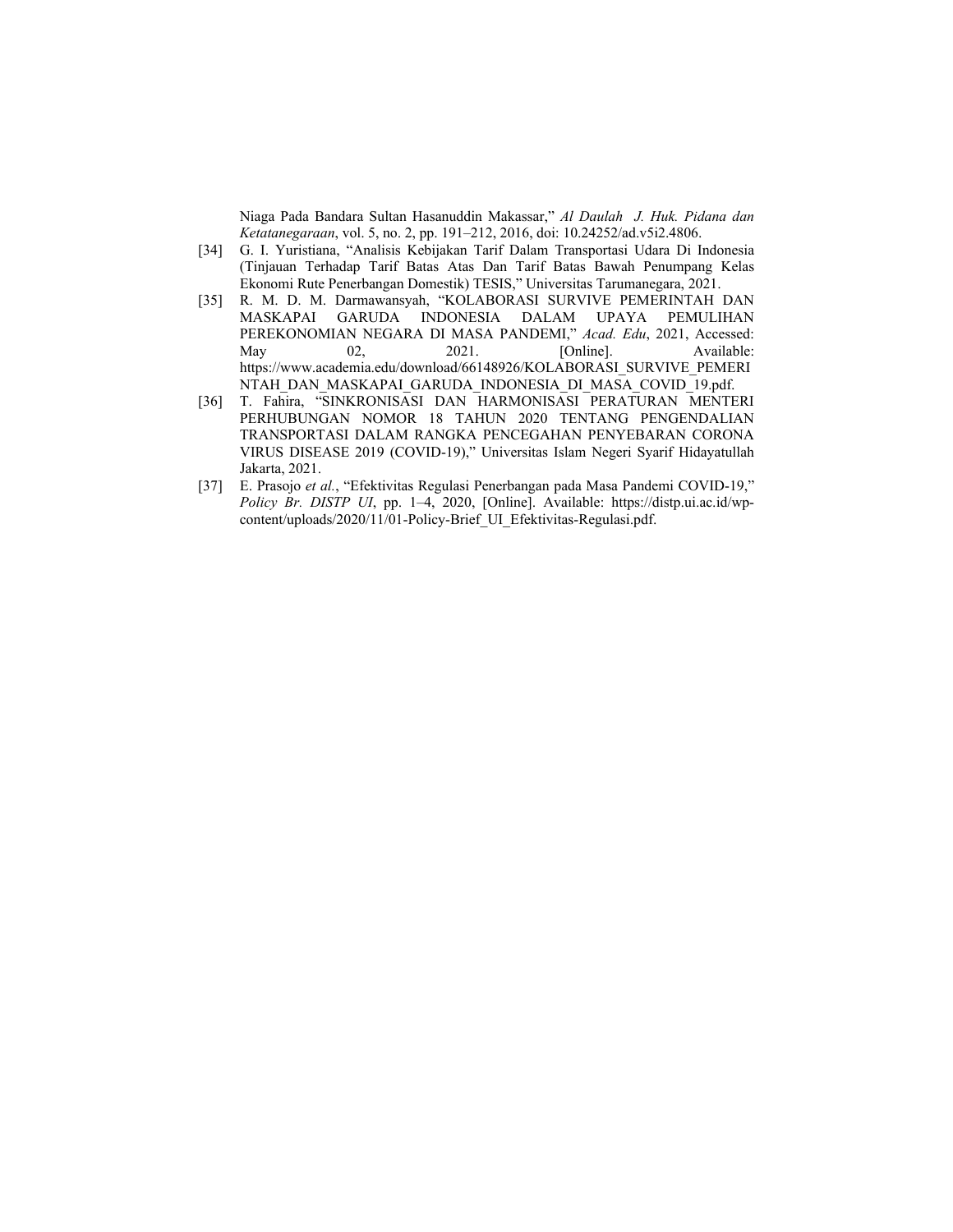Niaga Pada Bandara Sultan Hasanuddin Makassar," *Al Daulah J. Huk. Pidana dan Ketatanegaraan*, vol. 5, no. 2, pp. 191–212, 2016, doi: 10.24252/ad.v5i2.4806.

[34] G. I. Yuristiana, "Analisis Kebijakan Tarif Dalam Transportasi Udara Di Indonesia (Tinjauan Terhadap Tarif Batas Atas Dan Tarif Batas Bawah Penumpang Kelas Ekonomi Rute Penerbangan Domestik) TESIS," Universitas Tarumanegara, 2021.

[35] R. M. D. M. Darmawansyah, "KOLABORASI SURVIVE PEMERINTAH DAN MASKAPAI GARUDA INDONESIA DALAM UPAYA PEMULIHAN PEREKONOMIAN NEGARA DI MASA PANDEMI," *Acad. Edu*, 2021, Accessed: May 02, 2021. [Online]. Available: https://www.academia.edu/download/66148926/KOLABORASI_SURVIVE_PEMERINTAH_DAN_MASKAPAI_GARUDA_INDONESIA_DI_MASA_COVID_19.pdf.

[36] T. Fahira, "SINKRONISASI DAN HARMONISASI PERATURAN MENTERI PERHUBUNGAN NOMOR 18 TAHUN 2020 TENTANG PENGENDALIAN TRANSPORTASI DALAM RANGKA PENCEGAHAN PENYEBARAN CORONA VIRUS DISEASE 2019 (COVID-19)," Universitas Islam Negeri Syarif Hidayatullah Jakarta, 2021.

[37] E. Prasojo *et al.*, "Efektivitas Regulasi Penerbangan pada Masa Pandemi COVID-19," *Policy Br. DISTP UI*, pp. 1–4, 2020, [Online]. Available: https://distp.ui.ac.id/wp-content/uploads/2020/11/01-Policy-Brief_UI_Efektivitas-Regulasi.pdf.